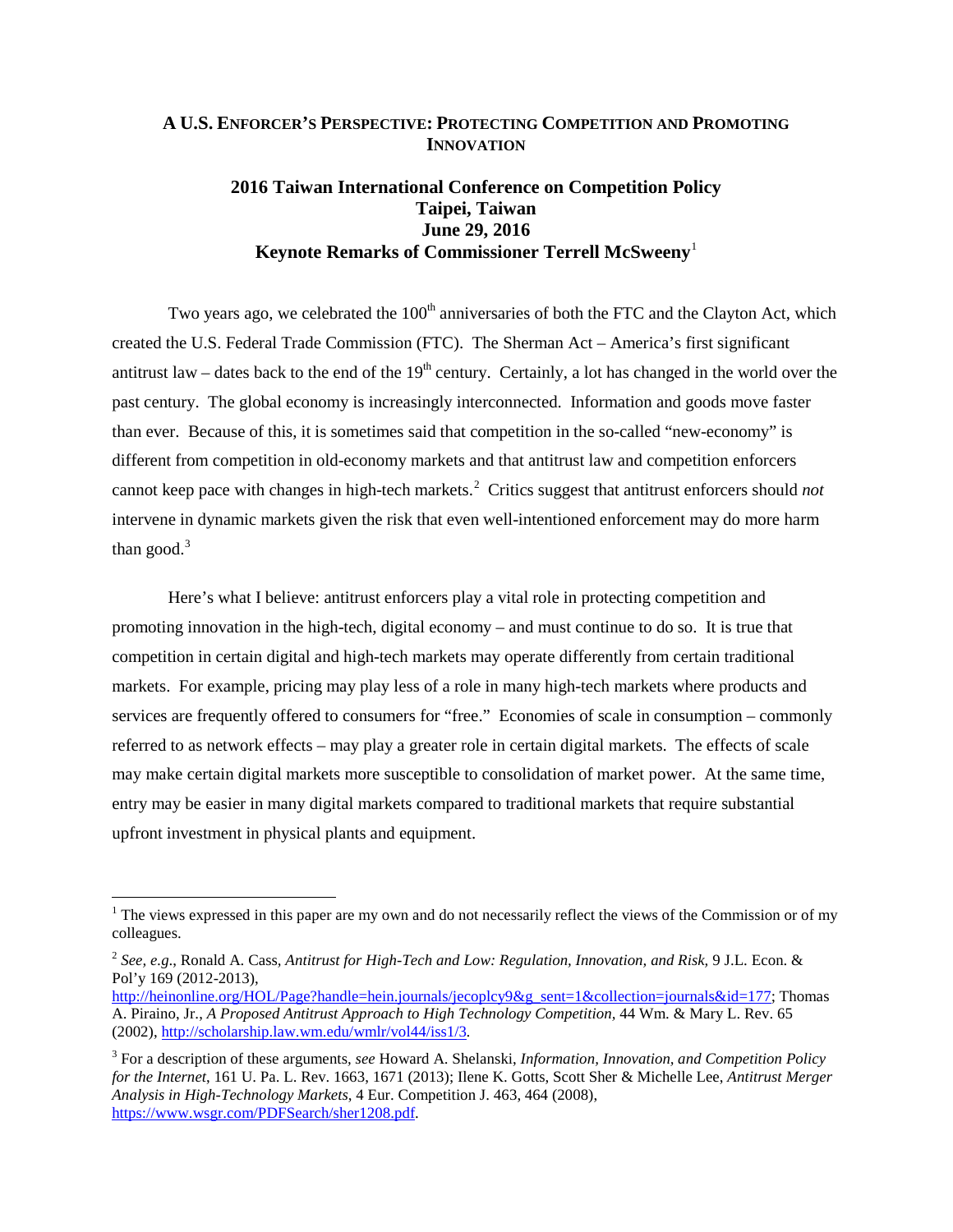# A U.S. ENFORCER'S PERSPECTIVE: PROTECTING COMPETITION AND PROMOTING INNOVATION

## 2016 Taiwan International Conference on Competition Policy
## Taipei, Taiwan
## June 29, 2016
## Keynote Remarks of Commissioner Terrell McSweeny[1]

Two years ago, we celebrated the 100th anniversaries of both the FTC and the Clayton Act, which created the U.S. Federal Trade Commission (FTC). The Sherman Act – America's first significant antitrust law – dates back to the end of the 19th century. Certainly, a lot has changed in the world over the past century. The global economy is increasingly interconnected. Information and goods move faster than ever. Because of this, it is sometimes said that competition in the so-called "new-economy" is different from competition in old-economy markets and that antitrust law and competition enforcers cannot keep pace with changes in high-tech markets.[2] Critics suggest that antitrust enforcers should *not* intervene in dynamic markets given the risk that even well-intentioned enforcement may do more harm than good.[3]

Here's what I believe: antitrust enforcers play a vital role in protecting competition and promoting innovation in the high-tech, digital economy – and must continue to do so. It is true that competition in certain digital and high-tech markets may operate differently from certain traditional markets. For example, pricing may play less of a role in many high-tech markets where products and services are frequently offered to consumers for "free." Economies of scale in consumption – commonly referred to as network effects – may play a greater role in certain digital markets. The effects of scale may make certain digital markets more susceptible to consolidation of market power. At the same time, entry may be easier in many digital markets compared to traditional markets that require substantial upfront investment in physical plants and equipment.

---

[1] The views expressed in this paper are my own and do not necessarily reflect the views of the Commission or of my colleagues.

[2] *See, e.g.*, Ronald A. Cass, *Antitrust for High-Tech and Low: Regulation, Innovation, and Risk*, 9 J.L. Econ. & Pol'y 169 (2012-2013), http://heinonline.org/HOL/Page?handle=hein.journals/jecoplcy9&g_sent=1&collection=journals&id=177; Thomas A. Piraino, Jr., *A Proposed Antitrust Approach to High Technology Competition*, 44 Wm. & Mary L. Rev. 65 (2002), http://scholarship.law.wm.edu/wmlr/vol44/iss1/3.

[3] For a description of these arguments, *see* Howard A. Shelanski, *Information, Innovation, and Competition Policy for the Internet*, 161 U. Pa. L. Rev. 1663, 1671 (2013); Ilene K. Gotts, Scott Sher & Michelle Lee, *Antitrust Merger Analysis in High-Technology Markets*, 4 Eur. Competition J. 463, 464 (2008), https://www.wsgr.com/PDFSearch/sher1208.pdf.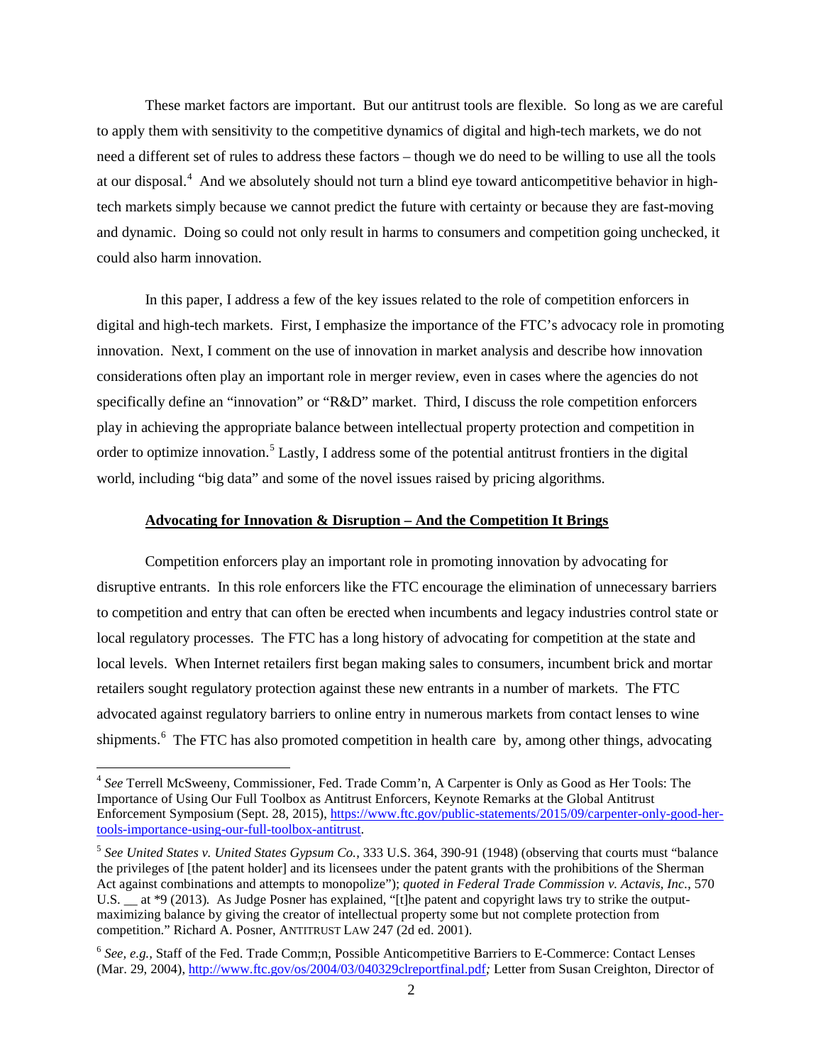These market factors are important. But our antitrust tools are flexible. So long as we are careful to apply them with sensitivity to the competitive dynamics of digital and high-tech markets, we do not need a different set of rules to address these factors – though we do need to be willing to use all the tools at our disposal.[4] And we absolutely should not turn a blind eye toward anticompetitive behavior in high-tech markets simply because we cannot predict the future with certainty or because they are fast-moving and dynamic. Doing so could not only result in harms to consumers and competition going unchecked, it could also harm innovation.

In this paper, I address a few of the key issues related to the role of competition enforcers in digital and high-tech markets. First, I emphasize the importance of the FTC's advocacy role in promoting innovation. Next, I comment on the use of innovation in market analysis and describe how innovation considerations often play an important role in merger review, even in cases where the agencies do not specifically define an "innovation" or "R&D" market. Third, I discuss the role competition enforcers play in achieving the appropriate balance between intellectual property protection and competition in order to optimize innovation.[5] Lastly, I address some of the potential antitrust frontiers in the digital world, including "big data" and some of the novel issues raised by pricing algorithms.

**<u>Advocating for Innovation & Disruption – And the Competition It Brings</u>**

Competition enforcers play an important role in promoting innovation by advocating for disruptive entrants. In this role enforcers like the FTC encourage the elimination of unnecessary barriers to competition and entry that can often be erected when incumbents and legacy industries control state or local regulatory processes. The FTC has a long history of advocating for competition at the state and local levels. When Internet retailers first began making sales to consumers, incumbent brick and mortar retailers sought regulatory protection against these new entrants in a number of markets. The FTC advocated against regulatory barriers to online entry in numerous markets from contact lenses to wine shipments.[6] The FTC has also promoted competition in health care by, among other things, advocating

---

[4] *See* Terrell McSweeny, Commissioner, Fed. Trade Comm'n, A Carpenter is Only as Good as Her Tools: The Importance of Using Our Full Toolbox as Antitrust Enforcers, Keynote Remarks at the Global Antitrust Enforcement Symposium (Sept. 28, 2015), https://www.ftc.gov/public-statements/2015/09/carpenter-only-good-her-tools-importance-using-our-full-toolbox-antitrust.

[5] *See United States v. United States Gypsum Co.*, 333 U.S. 364, 390-91 (1948) (observing that courts must "balance the privileges of [the patent holder] and its licensees under the patent grants with the prohibitions of the Sherman Act against combinations and attempts to monopolize"); *quoted in Federal Trade Commission v. Actavis, Inc.*, 570 U.S. __ at *9 (2013). As Judge Posner has explained, "[t]he patent and copyright laws try to strike the output-maximizing balance by giving the creator of intellectual property some but not complete protection from competition." Richard A. Posner, ANTITRUST LAW 247 (2d ed. 2001).

[6] *See, e.g.*, Staff of the Fed. Trade Comm;n, Possible Anticompetitive Barriers to E-Commerce: Contact Lenses (Mar. 29, 2004), http://www.ftc.gov/os/2004/03/040329clreportfinal.pdf*;* Letter from Susan Creighton, Director of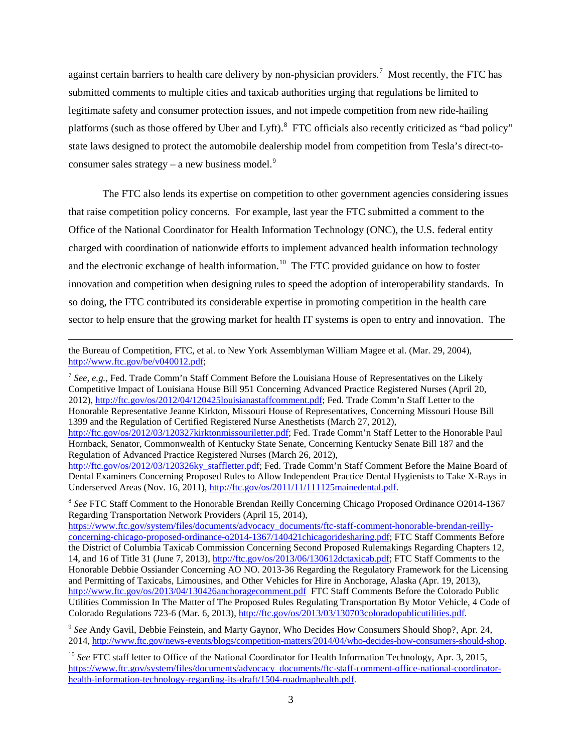against certain barriers to health care delivery by non-physician providers.[7] Most recently, the FTC has submitted comments to multiple cities and taxicab authorities urging that regulations be limited to legitimate safety and consumer protection issues, and not impede competition from new ride-hailing platforms (such as those offered by Uber and Lyft).[8] FTC officials also recently criticized as "bad policy" state laws designed to protect the automobile dealership model from competition from Tesla's direct-to-consumer sales strategy – a new business model.[9]

The FTC also lends its expertise on competition to other government agencies considering issues that raise competition policy concerns. For example, last year the FTC submitted a comment to the Office of the National Coordinator for Health Information Technology (ONC), the U.S. federal entity charged with coordination of nationwide efforts to implement advanced health information technology and the electronic exchange of health information.[10] The FTC provided guidance on how to foster innovation and competition when designing rules to speed the adoption of interoperability standards. In so doing, the FTC contributed its considerable expertise in promoting competition in the health care sector to help ensure that the growing market for health IT systems is open to entry and innovation. The

---

the Bureau of Competition, FTC, et al. to New York Assemblyman William Magee et al. (Mar. 29, 2004), http://www.ftc.gov/be/v040012.pdf;

[7] *See, e.g.*, Fed. Trade Comm'n Staff Comment Before the Louisiana House of Representatives on the Likely Competitive Impact of Louisiana House Bill 951 Concerning Advanced Practice Registered Nurses (April 20, 2012), http://ftc.gov/os/2012/04/120425louisianastaffcomment.pdf; Fed. Trade Comm'n Staff Letter to the Honorable Representative Jeanne Kirkton, Missouri House of Representatives, Concerning Missouri House Bill 1399 and the Regulation of Certified Registered Nurse Anesthetists (March 27, 2012), http://ftc.gov/os/2012/03/120327kirktonmissouriletter.pdf; Fed. Trade Comm'n Staff Letter to the Honorable Paul Hornback, Senator, Commonwealth of Kentucky State Senate, Concerning Kentucky Senate Bill 187 and the Regulation of Advanced Practice Registered Nurses (March 26, 2012), http://ftc.gov/os/2012/03/120326ky_staffletter.pdf; Fed. Trade Comm'n Staff Comment Before the Maine Board of Dental Examiners Concerning Proposed Rules to Allow Independent Practice Dental Hygienists to Take X-Rays in Underserved Areas (Nov. 16, 2011), http://ftc.gov/os/2011/11/111125mainedental.pdf.

[8] *See* FTC Staff Comment to the Honorable Brendan Reilly Concerning Chicago Proposed Ordinance O2014-1367 Regarding Transportation Network Providers (April 15, 2014), https://www.ftc.gov/system/files/documents/advocacy_documents/ftc-staff-comment-honorable-brendan-reilly-concerning-chicago-proposed-ordinance-o2014-1367/140421chicagoridesharing.pdf; FTC Staff Comments Before the District of Columbia Taxicab Commission Concerning Second Proposed Rulemakings Regarding Chapters 12, 14, and 16 of Title 31 (June 7, 2013), http://ftc.gov/os/2013/06/130612dctaxicab.pdf; FTC Staff Comments to the Honorable Debbie Ossiander Concerning AO NO. 2013-36 Regarding the Regulatory Framework for the Licensing and Permitting of Taxicabs, Limousines, and Other Vehicles for Hire in Anchorage, Alaska (Apr. 19, 2013), http://www.ftc.gov/os/2013/04/130426anchoragecomment.pdf FTC Staff Comments Before the Colorado Public Utilities Commission In The Matter of The Proposed Rules Regulating Transportation By Motor Vehicle, 4 Code of Colorado Regulations 723-6 (Mar. 6, 2013), http://ftc.gov/os/2013/03/130703coloradopublicutilities.pdf.

[9] *See* Andy Gavil, Debbie Feinstein, and Marty Gaynor, Who Decides How Consumers Should Shop?, Apr. 24, 2014, http://www.ftc.gov/news-events/blogs/competition-matters/2014/04/who-decides-how-consumers-should-shop.

[10] *See* FTC staff letter to Office of the National Coordinator for Health Information Technology, Apr. 3, 2015, https://www.ftc.gov/system/files/documents/advocacy_documents/ftc-staff-comment-office-national-coordinator-health-information-technology-regarding-its-draft/1504-roadmaphealth.pdf.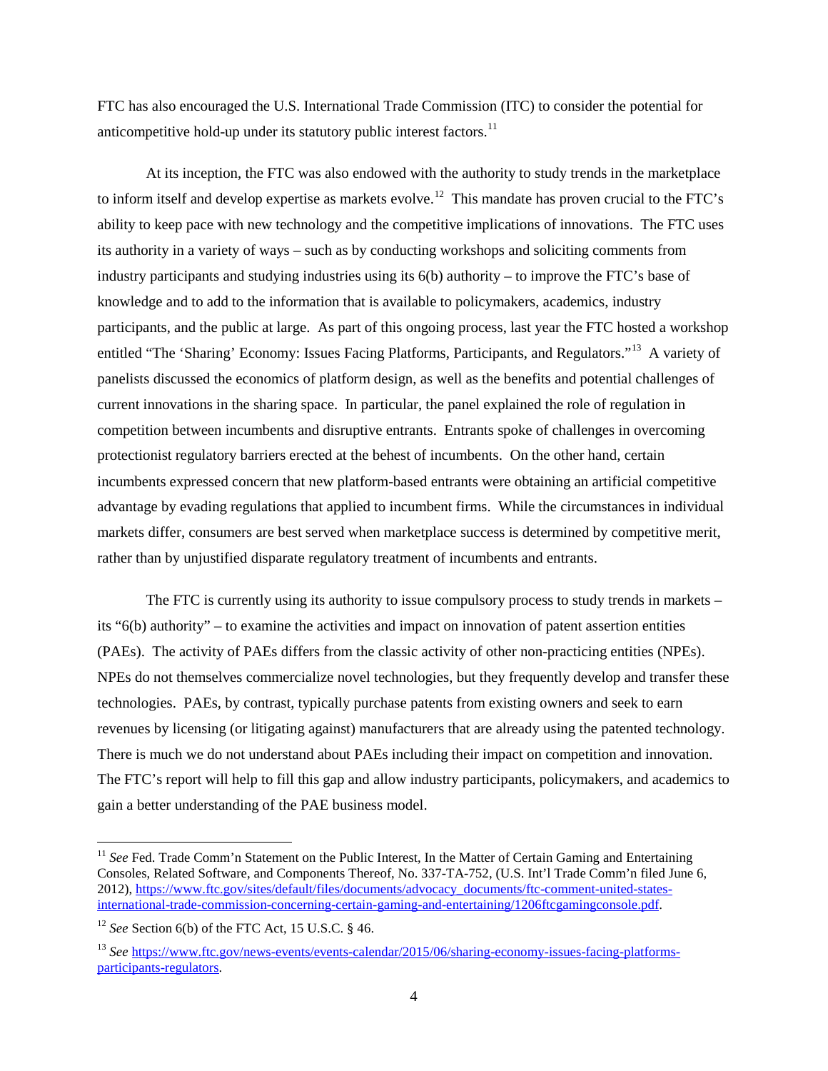FTC has also encouraged the U.S. International Trade Commission (ITC) to consider the potential for anticompetitive hold-up under its statutory public interest factors.[11]

At its inception, the FTC was also endowed with the authority to study trends in the marketplace to inform itself and develop expertise as markets evolve.[12] This mandate has proven crucial to the FTC's ability to keep pace with new technology and the competitive implications of innovations. The FTC uses its authority in a variety of ways – such as by conducting workshops and soliciting comments from industry participants and studying industries using its 6(b) authority – to improve the FTC's base of knowledge and to add to the information that is available to policymakers, academics, industry participants, and the public at large. As part of this ongoing process, last year the FTC hosted a workshop entitled "The 'Sharing' Economy: Issues Facing Platforms, Participants, and Regulators."[13] A variety of panelists discussed the economics of platform design, as well as the benefits and potential challenges of current innovations in the sharing space. In particular, the panel explained the role of regulation in competition between incumbents and disruptive entrants. Entrants spoke of challenges in overcoming protectionist regulatory barriers erected at the behest of incumbents. On the other hand, certain incumbents expressed concern that new platform-based entrants were obtaining an artificial competitive advantage by evading regulations that applied to incumbent firms. While the circumstances in individual markets differ, consumers are best served when marketplace success is determined by competitive merit, rather than by unjustified disparate regulatory treatment of incumbents and entrants.

The FTC is currently using its authority to issue compulsory process to study trends in markets – its "6(b) authority" – to examine the activities and impact on innovation of patent assertion entities (PAEs). The activity of PAEs differs from the classic activity of other non-practicing entities (NPEs). NPEs do not themselves commercialize novel technologies, but they frequently develop and transfer these technologies. PAEs, by contrast, typically purchase patents from existing owners and seek to earn revenues by licensing (or litigating against) manufacturers that are already using the patented technology. There is much we do not understand about PAEs including their impact on competition and innovation. The FTC's report will help to fill this gap and allow industry participants, policymakers, and academics to gain a better understanding of the PAE business model.

---

[11] *See* Fed. Trade Comm'n Statement on the Public Interest, In the Matter of Certain Gaming and Entertaining Consoles, Related Software, and Components Thereof, No. 337-TA-752, (U.S. Int'l Trade Comm'n filed June 6, 2012), https://www.ftc.gov/sites/default/files/documents/advocacy_documents/ftc-comment-united-states-international-trade-commission-concerning-certain-gaming-and-entertaining/1206ftcgamingconsole.pdf.

[12] *See* Section 6(b) of the FTC Act, 15 U.S.C. § 46.

[13] *See* https://www.ftc.gov/news-events/events-calendar/2015/06/sharing-economy-issues-facing-platforms-participants-regulators.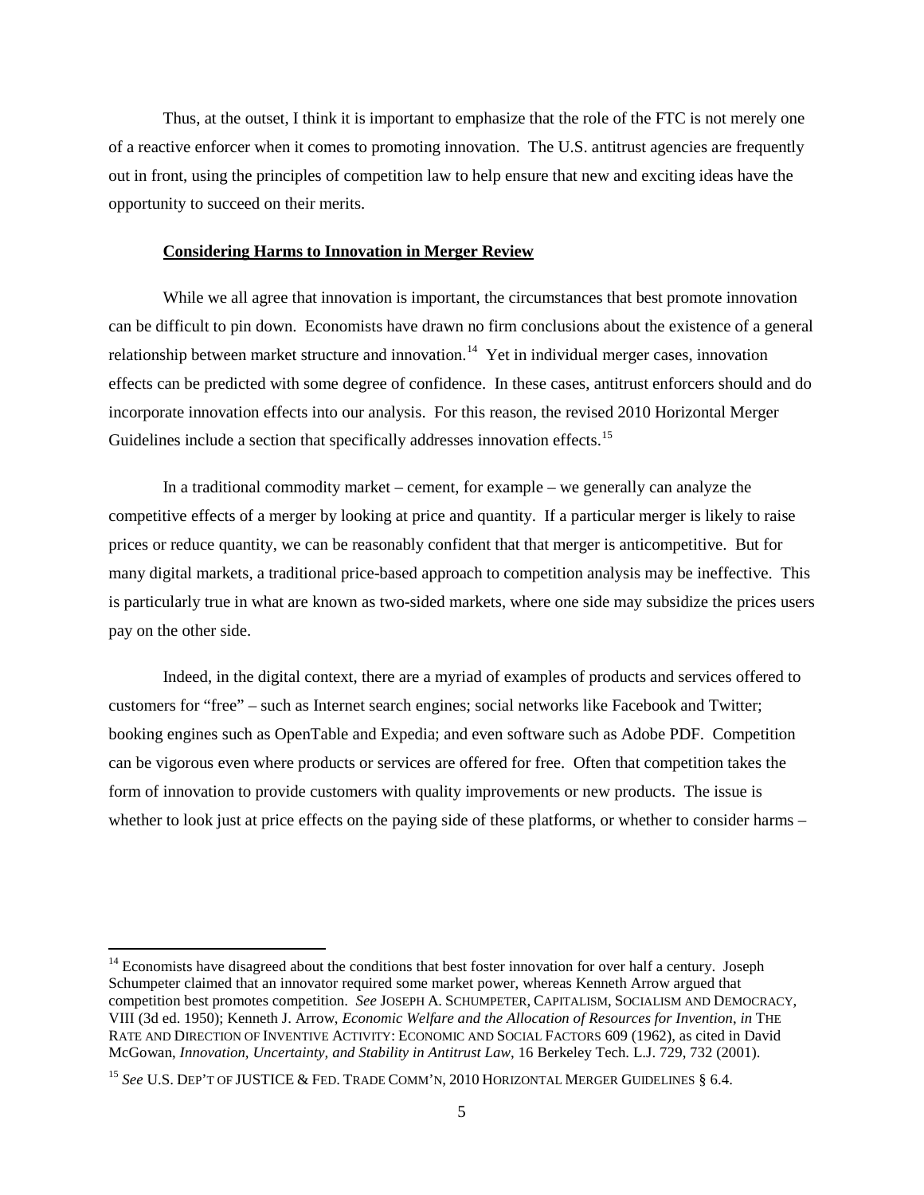Thus, at the outset, I think it is important to emphasize that the role of the FTC is not merely one of a reactive enforcer when it comes to promoting innovation. The U.S. antitrust agencies are frequently out in front, using the principles of competition law to help ensure that new and exciting ideas have the opportunity to succeed on their merits.

**Considering Harms to Innovation in Merger Review**

While we all agree that innovation is important, the circumstances that best promote innovation can be difficult to pin down. Economists have drawn no firm conclusions about the existence of a general relationship between market structure and innovation.[14] Yet in individual merger cases, innovation effects can be predicted with some degree of confidence. In these cases, antitrust enforcers should and do incorporate innovation effects into our analysis. For this reason, the revised 2010 Horizontal Merger Guidelines include a section that specifically addresses innovation effects.[15]

In a traditional commodity market – cement, for example – we generally can analyze the competitive effects of a merger by looking at price and quantity. If a particular merger is likely to raise prices or reduce quantity, we can be reasonably confident that that merger is anticompetitive. But for many digital markets, a traditional price-based approach to competition analysis may be ineffective. This is particularly true in what are known as two-sided markets, where one side may subsidize the prices users pay on the other side.

Indeed, in the digital context, there are a myriad of examples of products and services offered to customers for "free" – such as Internet search engines; social networks like Facebook and Twitter; booking engines such as OpenTable and Expedia; and even software such as Adobe PDF. Competition can be vigorous even where products or services are offered for free. Often that competition takes the form of innovation to provide customers with quality improvements or new products. The issue is whether to look just at price effects on the paying side of these platforms, or whether to consider harms –

---

[14] Economists have disagreed about the conditions that best foster innovation for over half a century. Joseph Schumpeter claimed that an innovator required some market power, whereas Kenneth Arrow argued that competition best promotes competition. *See* JOSEPH A. SCHUMPETER, CAPITALISM, SOCIALISM AND DEMOCRACY, VIII (3d ed. 1950); Kenneth J. Arrow, *Economic Welfare and the Allocation of Resources for Invention*, *in* THE RATE AND DIRECTION OF INVENTIVE ACTIVITY: ECONOMIC AND SOCIAL FACTORS 609 (1962), as cited in David McGowan, *Innovation, Uncertainty, and Stability in Antitrust Law*, 16 Berkeley Tech. L.J. 729, 732 (2001).

[15] *See* U.S. DEP'T OF JUSTICE & FED. TRADE COMM'N, 2010 HORIZONTAL MERGER GUIDELINES § 6.4.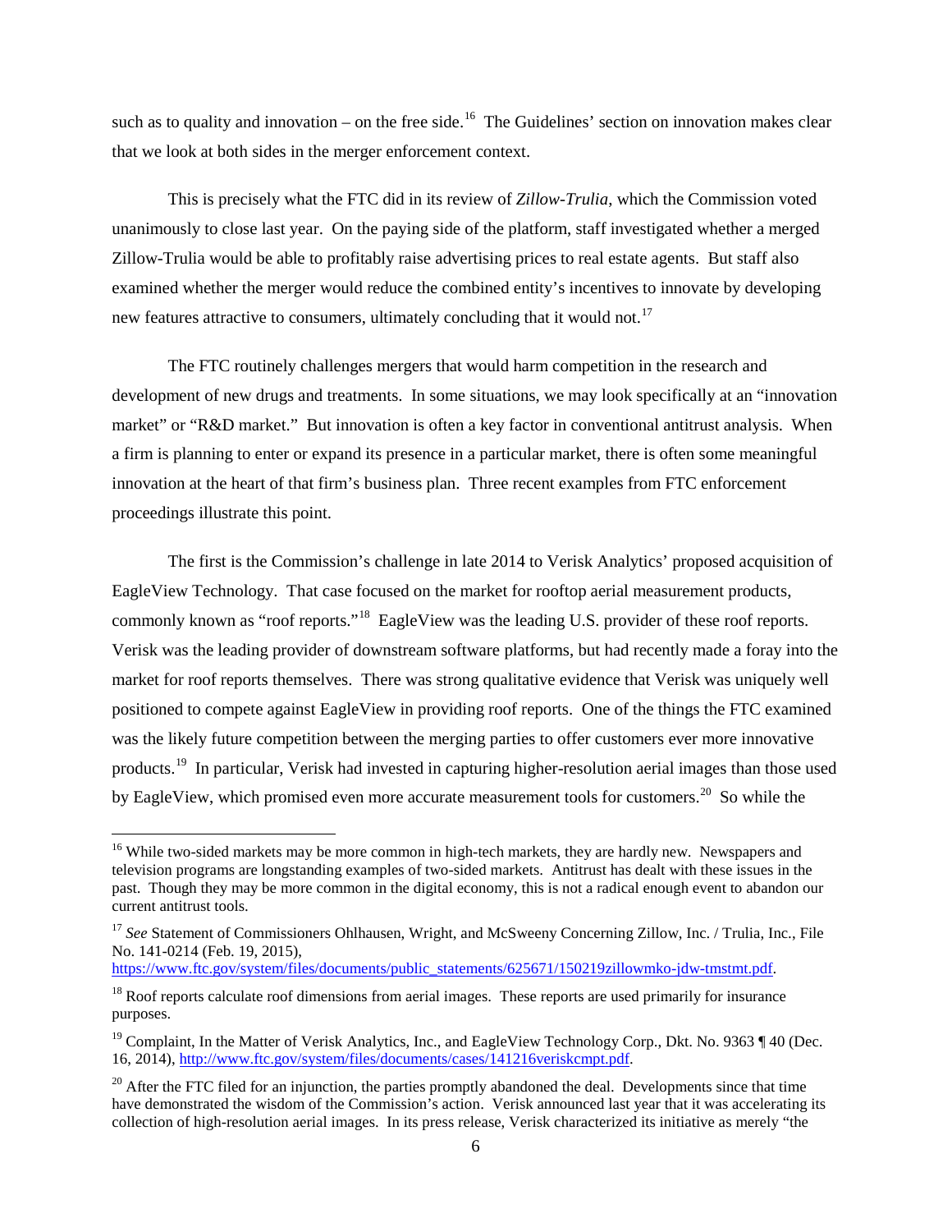such as to quality and innovation – on the free side.[16] The Guidelines' section on innovation makes clear that we look at both sides in the merger enforcement context.

This is precisely what the FTC did in its review of *Zillow-Trulia*, which the Commission voted unanimously to close last year. On the paying side of the platform, staff investigated whether a merged Zillow-Trulia would be able to profitably raise advertising prices to real estate agents. But staff also examined whether the merger would reduce the combined entity's incentives to innovate by developing new features attractive to consumers, ultimately concluding that it would not.[17]

The FTC routinely challenges mergers that would harm competition in the research and development of new drugs and treatments. In some situations, we may look specifically at an "innovation market" or "R&D market." But innovation is often a key factor in conventional antitrust analysis. When a firm is planning to enter or expand its presence in a particular market, there is often some meaningful innovation at the heart of that firm's business plan. Three recent examples from FTC enforcement proceedings illustrate this point.

The first is the Commission's challenge in late 2014 to Verisk Analytics' proposed acquisition of EagleView Technology. That case focused on the market for rooftop aerial measurement products, commonly known as "roof reports."[18] EagleView was the leading U.S. provider of these roof reports. Verisk was the leading provider of downstream software platforms, but had recently made a foray into the market for roof reports themselves. There was strong qualitative evidence that Verisk was uniquely well positioned to compete against EagleView in providing roof reports. One of the things the FTC examined was the likely future competition between the merging parties to offer customers ever more innovative products.[19] In particular, Verisk had invested in capturing higher-resolution aerial images than those used by EagleView, which promised even more accurate measurement tools for customers.[20] So while the

---

[16] While two-sided markets may be more common in high-tech markets, they are hardly new. Newspapers and television programs are longstanding examples of two-sided markets. Antitrust has dealt with these issues in the past. Though they may be more common in the digital economy, this is not a radical enough event to abandon our current antitrust tools.

[17] *See* Statement of Commissioners Ohlhausen, Wright, and McSweeny Concerning Zillow, Inc. / Trulia, Inc., File No. 141-0214 (Feb. 19, 2015), https://www.ftc.gov/system/files/documents/public_statements/625671/150219zillowmko-jdw-tmstmt.pdf.

[18] Roof reports calculate roof dimensions from aerial images. These reports are used primarily for insurance purposes.

[19] Complaint, In the Matter of Verisk Analytics, Inc., and EagleView Technology Corp., Dkt. No. 9363 ¶ 40 (Dec. 16, 2014), http://www.ftc.gov/system/files/documents/cases/141216veriskcmpt.pdf.

[20] After the FTC filed for an injunction, the parties promptly abandoned the deal. Developments since that time have demonstrated the wisdom of the Commission's action. Verisk announced last year that it was accelerating its collection of high-resolution aerial images. In its press release, Verisk characterized its initiative as merely "the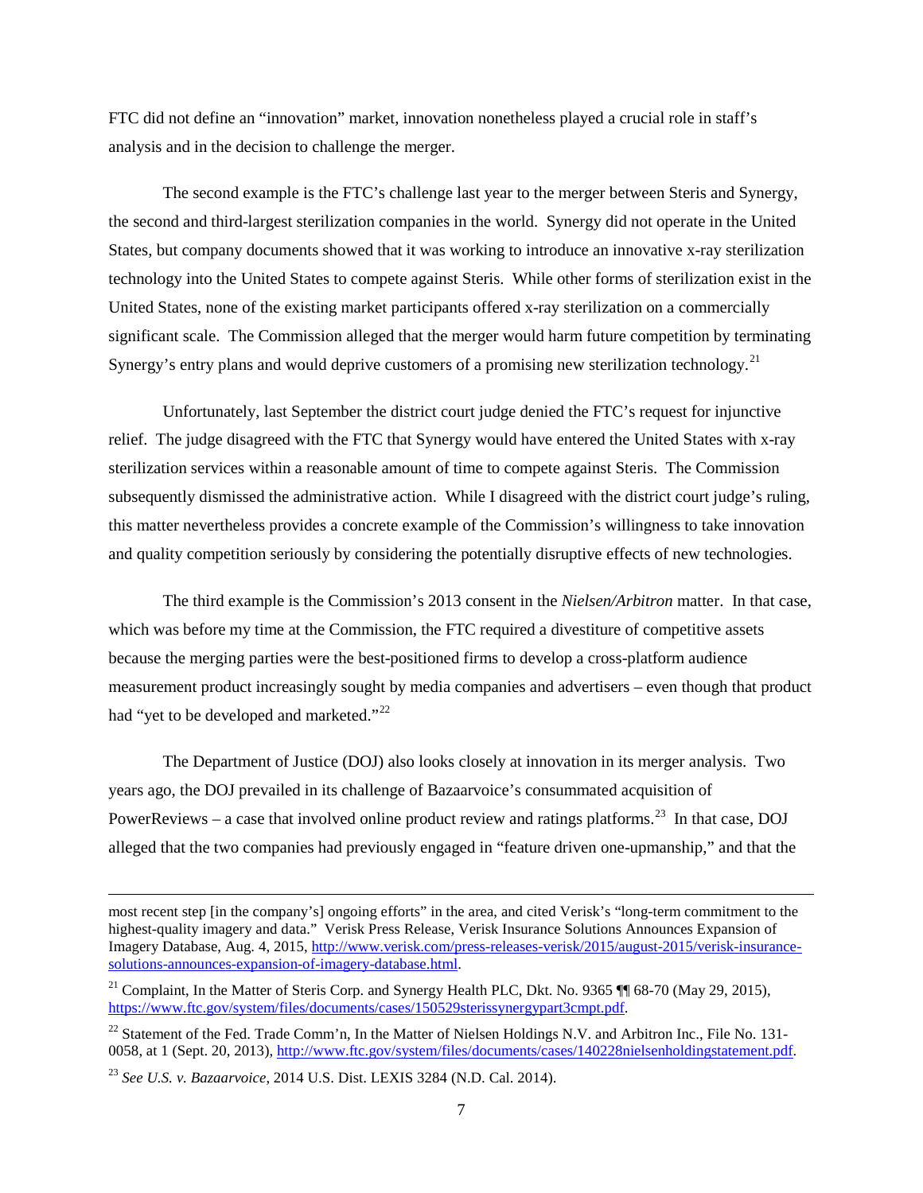FTC did not define an "innovation" market, innovation nonetheless played a crucial role in staff's analysis and in the decision to challenge the merger.

The second example is the FTC's challenge last year to the merger between Steris and Synergy, the second and third-largest sterilization companies in the world. Synergy did not operate in the United States, but company documents showed that it was working to introduce an innovative x-ray sterilization technology into the United States to compete against Steris. While other forms of sterilization exist in the United States, none of the existing market participants offered x-ray sterilization on a commercially significant scale. The Commission alleged that the merger would harm future competition by terminating Synergy's entry plans and would deprive customers of a promising new sterilization technology.[21]

Unfortunately, last September the district court judge denied the FTC's request for injunctive relief. The judge disagreed with the FTC that Synergy would have entered the United States with x-ray sterilization services within a reasonable amount of time to compete against Steris. The Commission subsequently dismissed the administrative action. While I disagreed with the district court judge's ruling, this matter nevertheless provides a concrete example of the Commission's willingness to take innovation and quality competition seriously by considering the potentially disruptive effects of new technologies.

The third example is the Commission's 2013 consent in the *Nielsen/Arbitron* matter. In that case, which was before my time at the Commission, the FTC required a divestiture of competitive assets because the merging parties were the best-positioned firms to develop a cross-platform audience measurement product increasingly sought by media companies and advertisers – even though that product had "yet to be developed and marketed."[22]

The Department of Justice (DOJ) also looks closely at innovation in its merger analysis. Two years ago, the DOJ prevailed in its challenge of Bazaarvoice's consummated acquisition of PowerReviews – a case that involved online product review and ratings platforms.[23] In that case, DOJ alleged that the two companies had previously engaged in "feature driven one-upmanship," and that the

---

most recent step [in the company's] ongoing efforts" in the area, and cited Verisk's "long-term commitment to the highest-quality imagery and data." Verisk Press Release, Verisk Insurance Solutions Announces Expansion of Imagery Database, Aug. 4, 2015, http://www.verisk.com/press-releases-verisk/2015/august-2015/verisk-insurance-solutions-announces-expansion-of-imagery-database.html.

[21] Complaint, In the Matter of Steris Corp. and Synergy Health PLC, Dkt. No. 9365 ¶¶ 68-70 (May 29, 2015), https://www.ftc.gov/system/files/documents/cases/150529sterissynergypart3cmpt.pdf.

[22] Statement of the Fed. Trade Comm'n, In the Matter of Nielsen Holdings N.V. and Arbitron Inc., File No. 131-0058, at 1 (Sept. 20, 2013), http://www.ftc.gov/system/files/documents/cases/140228nielsenholdingstatement.pdf.

[23] *See U.S. v. Bazaarvoice*, 2014 U.S. Dist. LEXIS 3284 (N.D. Cal. 2014).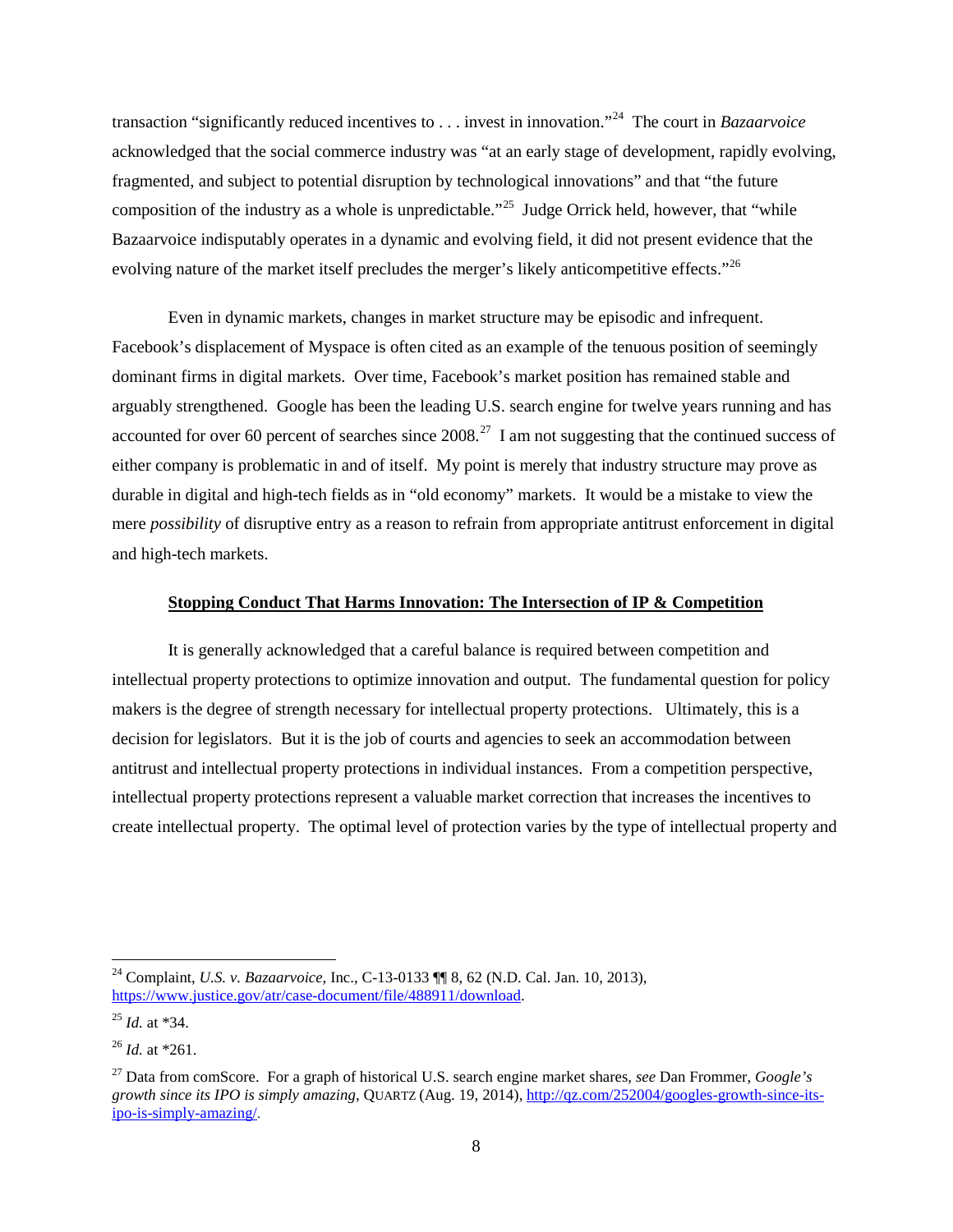transaction "significantly reduced incentives to . . . invest in innovation."[24] The court in *Bazaarvoice* acknowledged that the social commerce industry was "at an early stage of development, rapidly evolving, fragmented, and subject to potential disruption by technological innovations" and that "the future composition of the industry as a whole is unpredictable."[25] Judge Orrick held, however, that "while Bazaarvoice indisputably operates in a dynamic and evolving field, it did not present evidence that the evolving nature of the market itself precludes the merger's likely anticompetitive effects."[26]

Even in dynamic markets, changes in market structure may be episodic and infrequent. Facebook's displacement of Myspace is often cited as an example of the tenuous position of seemingly dominant firms in digital markets. Over time, Facebook's market position has remained stable and arguably strengthened. Google has been the leading U.S. search engine for twelve years running and has accounted for over 60 percent of searches since 2008.[27] I am not suggesting that the continued success of either company is problematic in and of itself. My point is merely that industry structure may prove as durable in digital and high-tech fields as in "old economy" markets. It would be a mistake to view the mere *possibility* of disruptive entry as a reason to refrain from appropriate antitrust enforcement in digital and high-tech markets.

## Stopping Conduct That Harms Innovation: The Intersection of IP & Competition

It is generally acknowledged that a careful balance is required between competition and intellectual property protections to optimize innovation and output. The fundamental question for policy makers is the degree of strength necessary for intellectual property protections. Ultimately, this is a decision for legislators. But it is the job of courts and agencies to seek an accommodation between antitrust and intellectual property protections in individual instances. From a competition perspective, intellectual property protections represent a valuable market correction that increases the incentives to create intellectual property. The optimal level of protection varies by the type of intellectual property and

---

[24] Complaint, *U.S. v. Bazaarvoice*, Inc., C-13-0133 ¶¶ 8, 62 (N.D. Cal. Jan. 10, 2013), https://www.justice.gov/atr/case-document/file/488911/download.

[25] *Id.* at *34.

[26] *Id.* at *261.

[27] Data from comScore. For a graph of historical U.S. search engine market shares, *see* Dan Frommer, *Google's growth since its IPO is simply amazing*, QUARTZ (Aug. 19, 2014), http://qz.com/252004/googles-growth-since-its-ipo-is-simply-amazing/.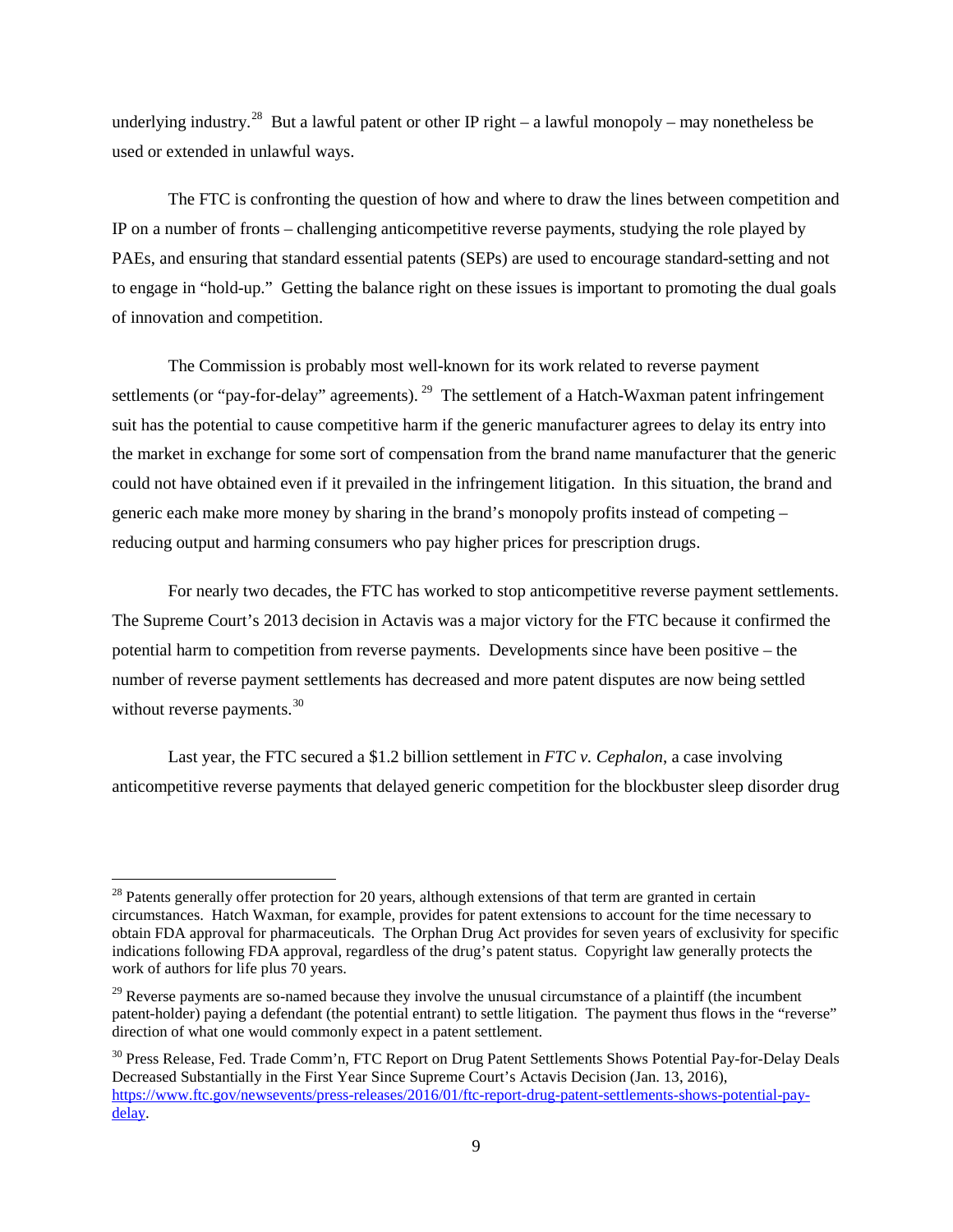underlying industry.[28] But a lawful patent or other IP right – a lawful monopoly – may nonetheless be used or extended in unlawful ways.

The FTC is confronting the question of how and where to draw the lines between competition and IP on a number of fronts – challenging anticompetitive reverse payments, studying the role played by PAEs, and ensuring that standard essential patents (SEPs) are used to encourage standard-setting and not to engage in "hold-up." Getting the balance right on these issues is important to promoting the dual goals of innovation and competition.

The Commission is probably most well-known for its work related to reverse payment settlements (or "pay-for-delay" agreements).[29] The settlement of a Hatch-Waxman patent infringement suit has the potential to cause competitive harm if the generic manufacturer agrees to delay its entry into the market in exchange for some sort of compensation from the brand name manufacturer that the generic could not have obtained even if it prevailed in the infringement litigation. In this situation, the brand and generic each make more money by sharing in the brand's monopoly profits instead of competing – reducing output and harming consumers who pay higher prices for prescription drugs.

For nearly two decades, the FTC has worked to stop anticompetitive reverse payment settlements. The Supreme Court's 2013 decision in Actavis was a major victory for the FTC because it confirmed the potential harm to competition from reverse payments. Developments since have been positive – the number of reverse payment settlements has decreased and more patent disputes are now being settled without reverse payments.[30]

Last year, the FTC secured a $1.2 billion settlement in *FTC v. Cephalon*, a case involving anticompetitive reverse payments that delayed generic competition for the blockbuster sleep disorder drug

---

[28] Patents generally offer protection for 20 years, although extensions of that term are granted in certain circumstances. Hatch Waxman, for example, provides for patent extensions to account for the time necessary to obtain FDA approval for pharmaceuticals. The Orphan Drug Act provides for seven years of exclusivity for specific indications following FDA approval, regardless of the drug's patent status. Copyright law generally protects the work of authors for life plus 70 years.

[29] Reverse payments are so-named because they involve the unusual circumstance of a plaintiff (the incumbent patent-holder) paying a defendant (the potential entrant) to settle litigation. The payment thus flows in the "reverse" direction of what one would commonly expect in a patent settlement.

[30] Press Release, Fed. Trade Comm'n, FTC Report on Drug Patent Settlements Shows Potential Pay-for-Delay Deals Decreased Substantially in the First Year Since Supreme Court's Actavis Decision (Jan. 13, 2016), https://www.ftc.gov/newsevents/press-releases/2016/01/ftc-report-drug-patent-settlements-shows-potential-pay-delay.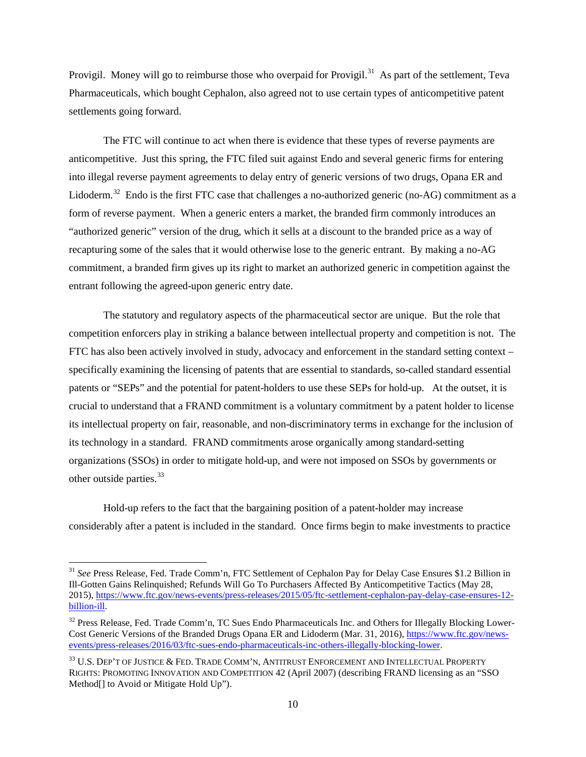Provigil. Money will go to reimburse those who overpaid for Provigil.[31] As part of the settlement, Teva Pharmaceuticals, which bought Cephalon, also agreed not to use certain types of anticompetitive patent settlements going forward.

The FTC will continue to act when there is evidence that these types of reverse payments are anticompetitive. Just this spring, the FTC filed suit against Endo and several generic firms for entering into illegal reverse payment agreements to delay entry of generic versions of two drugs, Opana ER and Lidoderm.[32] Endo is the first FTC case that challenges a no-authorized generic (no-AG) commitment as a form of reverse payment. When a generic enters a market, the branded firm commonly introduces an "authorized generic" version of the drug, which it sells at a discount to the branded price as a way of recapturing some of the sales that it would otherwise lose to the generic entrant. By making a no-AG commitment, a branded firm gives up its right to market an authorized generic in competition against the entrant following the agreed-upon generic entry date.

The statutory and regulatory aspects of the pharmaceutical sector are unique. But the role that competition enforcers play in striking a balance between intellectual property and competition is not. The FTC has also been actively involved in study, advocacy and enforcement in the standard setting context – specifically examining the licensing of patents that are essential to standards, so-called standard essential patents or "SEPs" and the potential for patent-holders to use these SEPs for hold-up. At the outset, it is crucial to understand that a FRAND commitment is a voluntary commitment by a patent holder to license its intellectual property on fair, reasonable, and non-discriminatory terms in exchange for the inclusion of its technology in a standard. FRAND commitments arose organically among standard-setting organizations (SSOs) in order to mitigate hold-up, and were not imposed on SSOs by governments or other outside parties.[33]

Hold-up refers to the fact that the bargaining position of a patent-holder may increase considerably after a patent is included in the standard. Once firms begin to make investments to practice

---

[31] *See* Press Release, Fed. Trade Comm'n, FTC Settlement of Cephalon Pay for Delay Case Ensures $1.2 Billion in Ill-Gotten Gains Relinquished; Refunds Will Go To Purchasers Affected By Anticompetitive Tactics (May 28, 2015), https://www.ftc.gov/news-events/press-releases/2015/05/ftc-settlement-cephalon-pay-delay-case-ensures-12-billion-ill.

[32] Press Release, Fed. Trade Comm'n, TC Sues Endo Pharmaceuticals Inc. and Others for Illegally Blocking Lower-Cost Generic Versions of the Branded Drugs Opana ER and Lidoderm (Mar. 31, 2016), https://www.ftc.gov/news-events/press-releases/2016/03/ftc-sues-endo-pharmaceuticals-inc-others-illegally-blocking-lower.

[33] U.S. DEP'T OF JUSTICE & FED. TRADE COMM'N, ANTITRUST ENFORCEMENT AND INTELLECTUAL PROPERTY RIGHTS: PROMOTING INNOVATION AND COMPETITION 42 (April 2007) (describing FRAND licensing as an "SSO Method[] to Avoid or Mitigate Hold Up").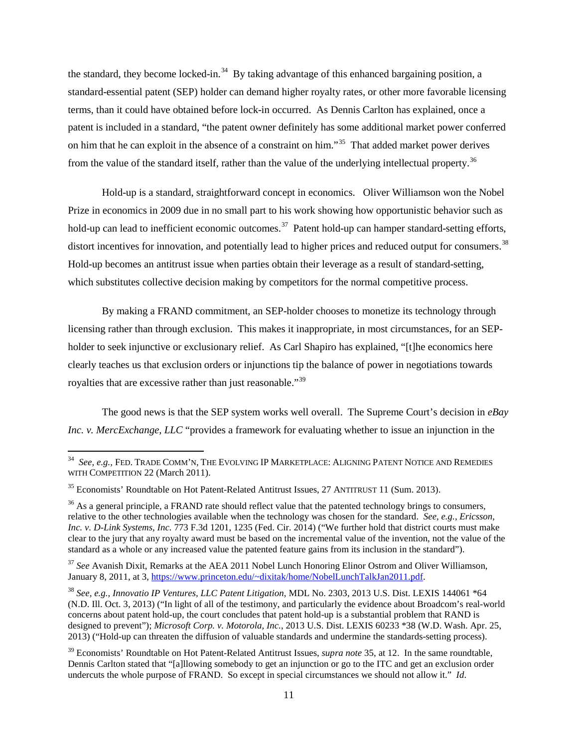the standard, they become locked-in.[34] By taking advantage of this enhanced bargaining position, a standard-essential patent (SEP) holder can demand higher royalty rates, or other more favorable licensing terms, than it could have obtained before lock-in occurred. As Dennis Carlton has explained, once a patent is included in a standard, "the patent owner definitely has some additional market power conferred on him that he can exploit in the absence of a constraint on him."[35] That added market power derives from the value of the standard itself, rather than the value of the underlying intellectual property.[36]

Hold-up is a standard, straightforward concept in economics. Oliver Williamson won the Nobel Prize in economics in 2009 due in no small part to his work showing how opportunistic behavior such as hold-up can lead to inefficient economic outcomes.[37] Patent hold-up can hamper standard-setting efforts, distort incentives for innovation, and potentially lead to higher prices and reduced output for consumers.[38] Hold-up becomes an antitrust issue when parties obtain their leverage as a result of standard-setting, which substitutes collective decision making by competitors for the normal competitive process.

By making a FRAND commitment, an SEP-holder chooses to monetize its technology through licensing rather than through exclusion. This makes it inappropriate, in most circumstances, for an SEP-holder to seek injunctive or exclusionary relief. As Carl Shapiro has explained, "[t]he economics here clearly teaches us that exclusion orders or injunctions tip the balance of power in negotiations towards royalties that are excessive rather than just reasonable."[39]

The good news is that the SEP system works well overall. The Supreme Court's decision in *eBay Inc. v. MercExchange, LLC* "provides a framework for evaluating whether to issue an injunction in the

---

[34] *See, e.g.*, FED. TRADE COMM'N, THE EVOLVING IP MARKETPLACE: ALIGNING PATENT NOTICE AND REMEDIES WITH COMPETITION 22 (March 2011).

[35] Economists' Roundtable on Hot Patent-Related Antitrust Issues, 27 ANTITRUST 11 (Sum. 2013).

[36] As a general principle, a FRAND rate should reflect value that the patented technology brings to consumers, relative to the other technologies available when the technology was chosen for the standard. *See, e.g., Ericsson, Inc. v. D-Link Systems, Inc.* 773 F.3d 1201, 1235 (Fed. Cir. 2014) ("We further hold that district courts must make clear to the jury that any royalty award must be based on the incremental value of the invention, not the value of the standard as a whole or any increased value the patented feature gains from its inclusion in the standard").

[37] *See* Avanish Dixit, Remarks at the AEA 2011 Nobel Lunch Honoring Elinor Ostrom and Oliver Williamson, January 8, 2011, at 3, https://www.princeton.edu/~dixitak/home/NobelLunchTalkJan2011.pdf.

[38] *See, e.g., Innovatio IP Ventures, LLC Patent Litigation*, MDL No. 2303, 2013 U.S. Dist. LEXIS 144061 *64 (N.D. Ill. Oct. 3, 2013) ("In light of all of the testimony, and particularly the evidence about Broadcom's real-world concerns about patent hold-up, the court concludes that patent hold-up is a substantial problem that RAND is designed to prevent"); *Microsoft Corp. v. Motorola, Inc.*, 2013 U.S. Dist. LEXIS 60233 *38 (W.D. Wash. Apr. 25, 2013) ("Hold-up can threaten the diffusion of valuable standards and undermine the standards-setting process).

[39] Economists' Roundtable on Hot Patent-Related Antitrust Issues, *supra note* 35, at 12. In the same roundtable, Dennis Carlton stated that "[a]llowing somebody to get an injunction or go to the ITC and get an exclusion order undercuts the whole purpose of FRAND. So except in special circumstances we should not allow it." *Id*.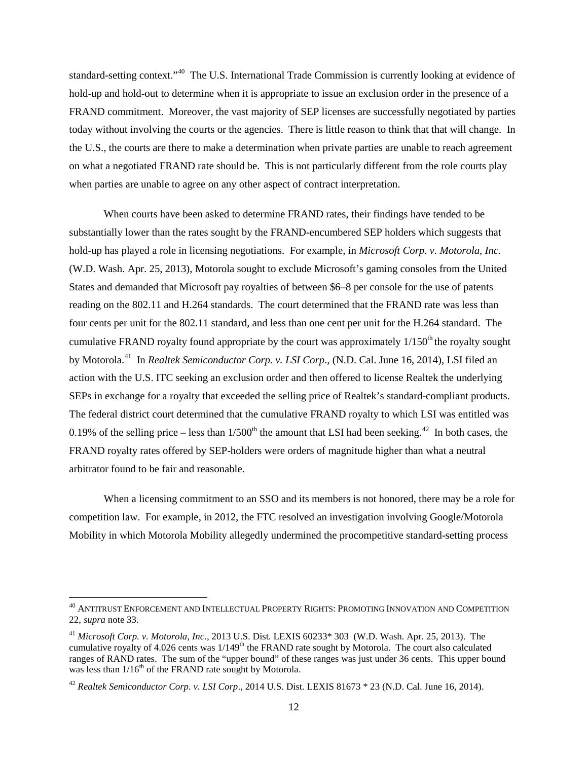standard-setting context."[40] The U.S. International Trade Commission is currently looking at evidence of hold-up and hold-out to determine when it is appropriate to issue an exclusion order in the presence of a FRAND commitment. Moreover, the vast majority of SEP licenses are successfully negotiated by parties today without involving the courts or the agencies. There is little reason to think that that will change. In the U.S., the courts are there to make a determination when private parties are unable to reach agreement on what a negotiated FRAND rate should be. This is not particularly different from the role courts play when parties are unable to agree on any other aspect of contract interpretation.

When courts have been asked to determine FRAND rates, their findings have tended to be substantially lower than the rates sought by the FRAND-encumbered SEP holders which suggests that hold-up has played a role in licensing negotiations. For example, in *Microsoft Corp. v. Motorola, Inc.* (W.D. Wash. Apr. 25, 2013), Motorola sought to exclude Microsoft's gaming consoles from the United States and demanded that Microsoft pay royalties of between $6–8 per console for the use of patents reading on the 802.11 and H.264 standards. The court determined that the FRAND rate was less than four cents per unit for the 802.11 standard, and less than one cent per unit for the H.264 standard. The cumulative FRAND royalty found appropriate by the court was approximately 1/150th the royalty sought by Motorola.[41] In *Realtek Semiconductor Corp. v. LSI Corp*., (N.D. Cal. June 16, 2014), LSI filed an action with the U.S. ITC seeking an exclusion order and then offered to license Realtek the underlying SEPs in exchange for a royalty that exceeded the selling price of Realtek's standard-compliant products. The federal district court determined that the cumulative FRAND royalty to which LSI was entitled was 0.19% of the selling price – less than 1/500th the amount that LSI had been seeking.[42] In both cases, the FRAND royalty rates offered by SEP-holders were orders of magnitude higher than what a neutral arbitrator found to be fair and reasonable.

When a licensing commitment to an SSO and its members is not honored, there may be a role for competition law. For example, in 2012, the FTC resolved an investigation involving Google/Motorola Mobility in which Motorola Mobility allegedly undermined the procompetitive standard-setting process

---

[40] ANTITRUST ENFORCEMENT AND INTELLECTUAL PROPERTY RIGHTS: PROMOTING INNOVATION AND COMPETITION 22, *supra* note 33.

[41] *Microsoft Corp. v. Motorola, Inc.*, 2013 U.S. Dist. LEXIS 60233* 303 (W.D. Wash. Apr. 25, 2013). The cumulative royalty of 4.026 cents was 1/149th the FRAND rate sought by Motorola. The court also calculated ranges of RAND rates. The sum of the "upper bound" of these ranges was just under 36 cents. This upper bound was less than 1/16th of the FRAND rate sought by Motorola.

[42] *Realtek Semiconductor Corp. v. LSI Corp*., 2014 U.S. Dist. LEXIS 81673 * 23 (N.D. Cal. June 16, 2014).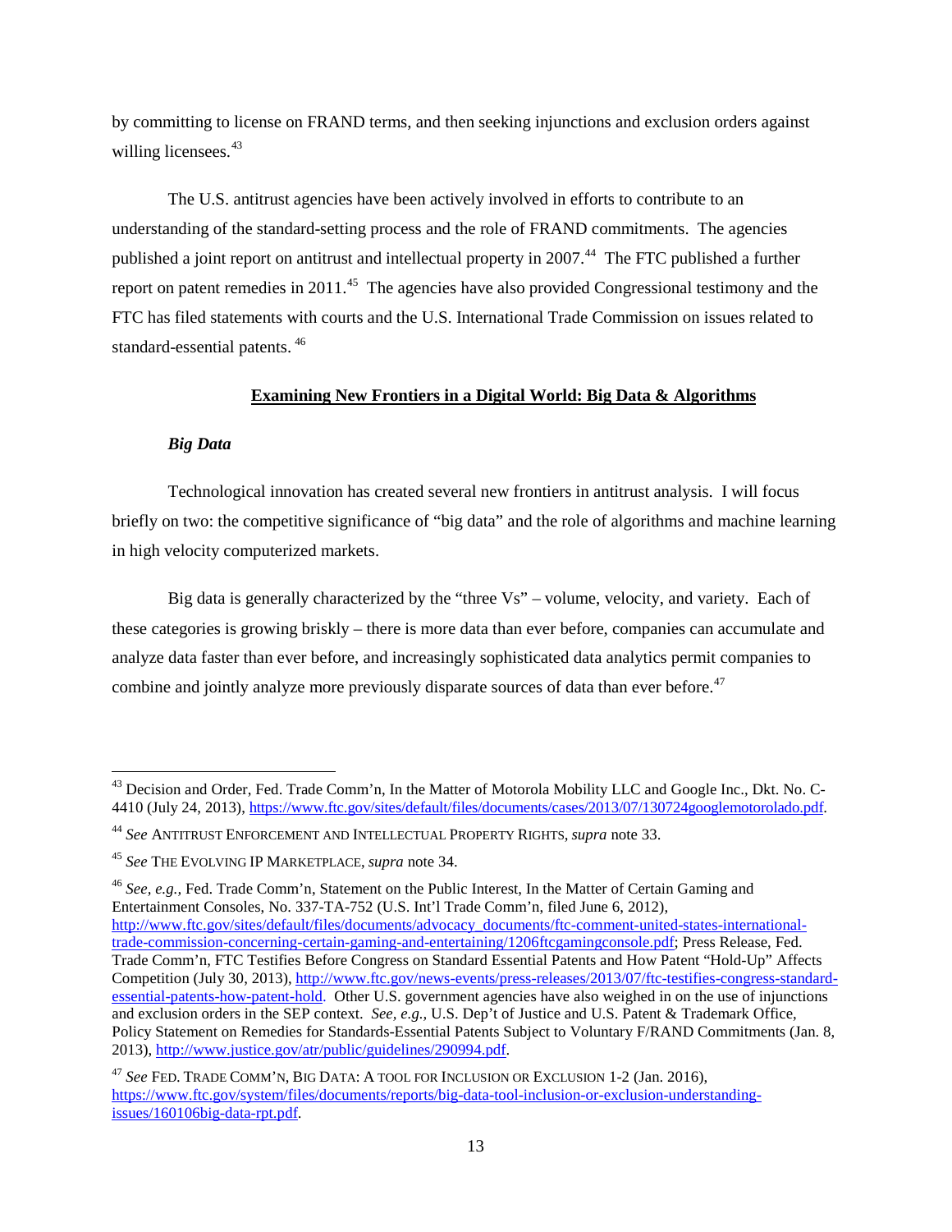by committing to license on FRAND terms, and then seeking injunctions and exclusion orders against willing licensees.[43]

The U.S. antitrust agencies have been actively involved in efforts to contribute to an understanding of the standard-setting process and the role of FRAND commitments. The agencies published a joint report on antitrust and intellectual property in 2007.[44] The FTC published a further report on patent remedies in 2011.[45] The agencies have also provided Congressional testimony and the FTC has filed statements with courts and the U.S. International Trade Commission on issues related to standard-essential patents.[46]

## **Examining New Frontiers in a Digital World: Big Data & Algorithms**

### ***Big Data***

Technological innovation has created several new frontiers in antitrust analysis. I will focus briefly on two: the competitive significance of "big data" and the role of algorithms and machine learning in high velocity computerized markets.

Big data is generally characterized by the "three Vs" – volume, velocity, and variety. Each of these categories is growing briskly – there is more data than ever before, companies can accumulate and analyze data faster than ever before, and increasingly sophisticated data analytics permit companies to combine and jointly analyze more previously disparate sources of data than ever before.[47]

---

[43] Decision and Order, Fed. Trade Comm'n, In the Matter of Motorola Mobility LLC and Google Inc., Dkt. No. C-4410 (July 24, 2013), https://www.ftc.gov/sites/default/files/documents/cases/2013/07/130724googlemotorolado.pdf.

[44] *See* ANTITRUST ENFORCEMENT AND INTELLECTUAL PROPERTY RIGHTS, *supra* note 33.

[45] *See* THE EVOLVING IP MARKETPLACE, *supra* note 34.

[46] *See, e.g.,* Fed. Trade Comm'n, Statement on the Public Interest, In the Matter of Certain Gaming and Entertainment Consoles, No. 337-TA-752 (U.S. Int'l Trade Comm'n, filed June 6, 2012), http://www.ftc.gov/sites/default/files/documents/advocacy_documents/ftc-comment-united-states-international-trade-commission-concerning-certain-gaming-and-entertaining/1206ftcgamingconsole.pdf; Press Release, Fed. Trade Comm'n, FTC Testifies Before Congress on Standard Essential Patents and How Patent "Hold-Up" Affects Competition (July 30, 2013), http://www.ftc.gov/news-events/press-releases/2013/07/ftc-testifies-congress-standard-essential-patents-how-patent-hold. Other U.S. government agencies have also weighed in on the use of injunctions and exclusion orders in the SEP context. *See, e.g.,* U.S. Dep't of Justice and U.S. Patent & Trademark Office, Policy Statement on Remedies for Standards-Essential Patents Subject to Voluntary F/RAND Commitments (Jan. 8, 2013), http://www.justice.gov/atr/public/guidelines/290994.pdf.

[47] *See* FED. TRADE COMM'N, BIG DATA: A TOOL FOR INCLUSION OR EXCLUSION 1-2 (Jan. 2016), https://www.ftc.gov/system/files/documents/reports/big-data-tool-inclusion-or-exclusion-understanding-issues/160106big-data-rpt.pdf.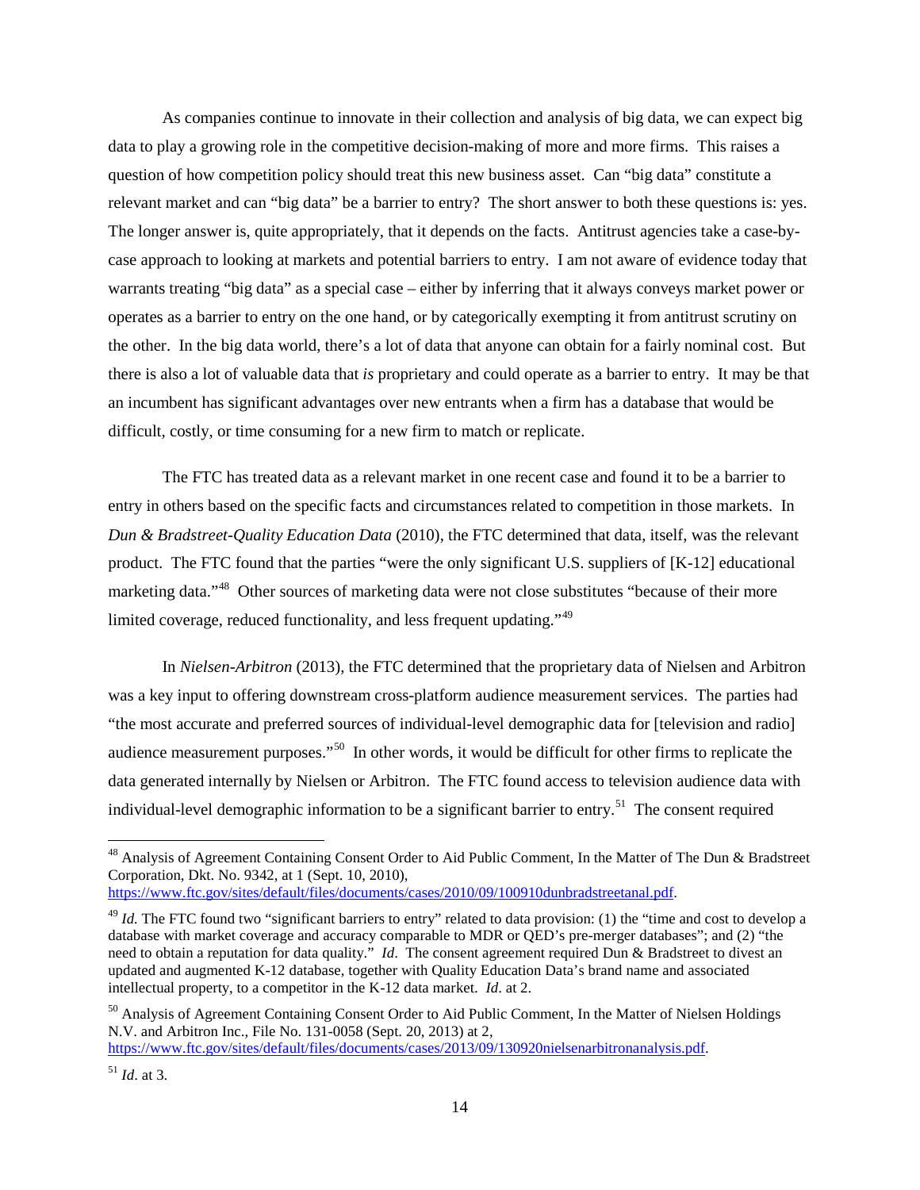As companies continue to innovate in their collection and analysis of big data, we can expect big data to play a growing role in the competitive decision-making of more and more firms. This raises a question of how competition policy should treat this new business asset. Can "big data" constitute a relevant market and can "big data" be a barrier to entry? The short answer to both these questions is: yes. The longer answer is, quite appropriately, that it depends on the facts. Antitrust agencies take a case-by-case approach to looking at markets and potential barriers to entry. I am not aware of evidence today that warrants treating "big data" as a special case – either by inferring that it always conveys market power or operates as a barrier to entry on the one hand, or by categorically exempting it from antitrust scrutiny on the other. In the big data world, there's a lot of data that anyone can obtain for a fairly nominal cost. But there is also a lot of valuable data that *is* proprietary and could operate as a barrier to entry. It may be that an incumbent has significant advantages over new entrants when a firm has a database that would be difficult, costly, or time consuming for a new firm to match or replicate.

The FTC has treated data as a relevant market in one recent case and found it to be a barrier to entry in others based on the specific facts and circumstances related to competition in those markets. In *Dun & Bradstreet-Quality Education Data* (2010), the FTC determined that data, itself, was the relevant product. The FTC found that the parties "were the only significant U.S. suppliers of [K-12] educational marketing data."[48] Other sources of marketing data were not close substitutes "because of their more limited coverage, reduced functionality, and less frequent updating."[49]

In *Nielsen-Arbitron* (2013), the FTC determined that the proprietary data of Nielsen and Arbitron was a key input to offering downstream cross-platform audience measurement services. The parties had "the most accurate and preferred sources of individual-level demographic data for [television and radio] audience measurement purposes."[50] In other words, it would be difficult for other firms to replicate the data generated internally by Nielsen or Arbitron. The FTC found access to television audience data with individual-level demographic information to be a significant barrier to entry.[51] The consent required

---

[48] Analysis of Agreement Containing Consent Order to Aid Public Comment, In the Matter of The Dun & Bradstreet Corporation, Dkt. No. 9342, at 1 (Sept. 10, 2010), https://www.ftc.gov/sites/default/files/documents/cases/2010/09/100910dunbradstreetanal.pdf.

[49] *Id.* The FTC found two "significant barriers to entry" related to data provision: (1) the "time and cost to develop a database with market coverage and accuracy comparable to MDR or QED's pre-merger databases"; and (2) "the need to obtain a reputation for data quality." *Id*. The consent agreement required Dun & Bradstreet to divest an updated and augmented K-12 database, together with Quality Education Data's brand name and associated intellectual property, to a competitor in the K-12 data market. *Id*. at 2.

[50] Analysis of Agreement Containing Consent Order to Aid Public Comment, In the Matter of Nielsen Holdings N.V. and Arbitron Inc., File No. 131-0058 (Sept. 20, 2013) at 2, https://www.ftc.gov/sites/default/files/documents/cases/2013/09/130920nielsenarbitronanalysis.pdf.

[51] *Id*. at 3.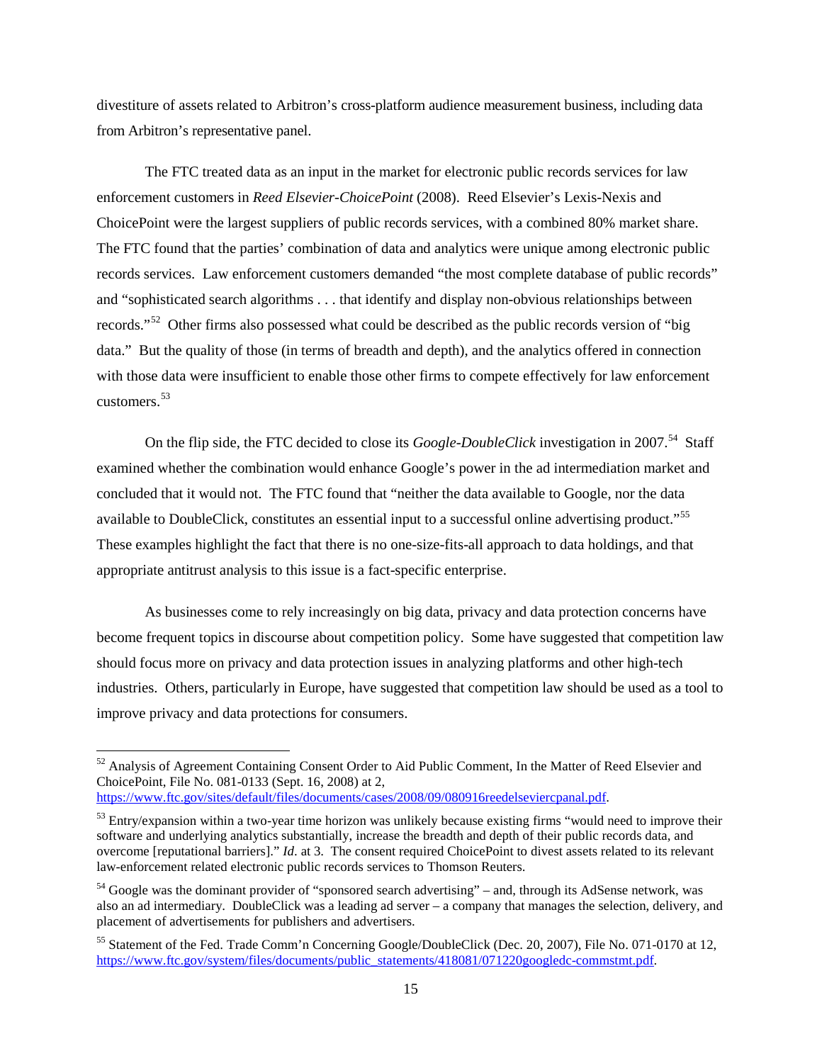divestiture of assets related to Arbitron's cross-platform audience measurement business, including data from Arbitron's representative panel.

The FTC treated data as an input in the market for electronic public records services for law enforcement customers in *Reed Elsevier-ChoicePoint* (2008). Reed Elsevier's Lexis-Nexis and ChoicePoint were the largest suppliers of public records services, with a combined 80% market share. The FTC found that the parties' combination of data and analytics were unique among electronic public records services. Law enforcement customers demanded "the most complete database of public records" and "sophisticated search algorithms . . . that identify and display non-obvious relationships between records."[52] Other firms also possessed what could be described as the public records version of "big data." But the quality of those (in terms of breadth and depth), and the analytics offered in connection with those data were insufficient to enable those other firms to compete effectively for law enforcement customers.[53]

On the flip side, the FTC decided to close its *Google-DoubleClick* investigation in 2007.[54] Staff examined whether the combination would enhance Google's power in the ad intermediation market and concluded that it would not. The FTC found that "neither the data available to Google, nor the data available to DoubleClick, constitutes an essential input to a successful online advertising product."[55] These examples highlight the fact that there is no one-size-fits-all approach to data holdings, and that appropriate antitrust analysis to this issue is a fact-specific enterprise.

As businesses come to rely increasingly on big data, privacy and data protection concerns have become frequent topics in discourse about competition policy. Some have suggested that competition law should focus more on privacy and data protection issues in analyzing platforms and other high-tech industries. Others, particularly in Europe, have suggested that competition law should be used as a tool to improve privacy and data protections for consumers.

---

[52] Analysis of Agreement Containing Consent Order to Aid Public Comment, In the Matter of Reed Elsevier and ChoicePoint, File No. 081-0133 (Sept. 16, 2008) at 2, https://www.ftc.gov/sites/default/files/documents/cases/2008/09/080916reedelseviercpanal.pdf.

[53] Entry/expansion within a two-year time horizon was unlikely because existing firms "would need to improve their software and underlying analytics substantially, increase the breadth and depth of their public records data, and overcome [reputational barriers]." *Id*. at 3. The consent required ChoicePoint to divest assets related to its relevant law-enforcement related electronic public records services to Thomson Reuters.

[54] Google was the dominant provider of "sponsored search advertising" – and, through its AdSense network, was also an ad intermediary. DoubleClick was a leading ad server – a company that manages the selection, delivery, and placement of advertisements for publishers and advertisers.

[55] Statement of the Fed. Trade Comm'n Concerning Google/DoubleClick (Dec. 20, 2007), File No. 071-0170 at 12, https://www.ftc.gov/system/files/documents/public_statements/418081/071220googledc-commstmt.pdf.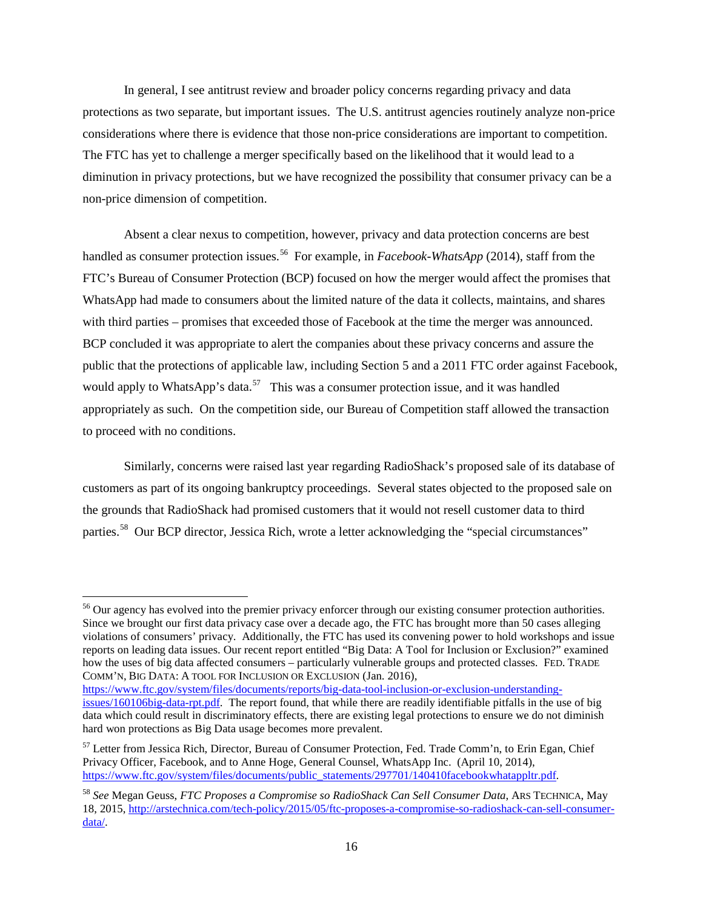In general, I see antitrust review and broader policy concerns regarding privacy and data protections as two separate, but important issues. The U.S. antitrust agencies routinely analyze non-price considerations where there is evidence that those non-price considerations are important to competition. The FTC has yet to challenge a merger specifically based on the likelihood that it would lead to a diminution in privacy protections, but we have recognized the possibility that consumer privacy can be a non-price dimension of competition.

Absent a clear nexus to competition, however, privacy and data protection concerns are best handled as consumer protection issues.[56] For example, in *Facebook-WhatsApp* (2014), staff from the FTC's Bureau of Consumer Protection (BCP) focused on how the merger would affect the promises that WhatsApp had made to consumers about the limited nature of the data it collects, maintains, and shares with third parties – promises that exceeded those of Facebook at the time the merger was announced. BCP concluded it was appropriate to alert the companies about these privacy concerns and assure the public that the protections of applicable law, including Section 5 and a 2011 FTC order against Facebook, would apply to WhatsApp's data.[57] This was a consumer protection issue, and it was handled appropriately as such. On the competition side, our Bureau of Competition staff allowed the transaction to proceed with no conditions.

Similarly, concerns were raised last year regarding RadioShack's proposed sale of its database of customers as part of its ongoing bankruptcy proceedings. Several states objected to the proposed sale on the grounds that RadioShack had promised customers that it would not resell customer data to third parties.[58] Our BCP director, Jessica Rich, wrote a letter acknowledging the "special circumstances"

---

[56] Our agency has evolved into the premier privacy enforcer through our existing consumer protection authorities. Since we brought our first data privacy case over a decade ago, the FTC has brought more than 50 cases alleging violations of consumers' privacy. Additionally, the FTC has used its convening power to hold workshops and issue reports on leading data issues. Our recent report entitled "Big Data: A Tool for Inclusion or Exclusion?" examined how the uses of big data affected consumers – particularly vulnerable groups and protected classes. FED. TRADE COMM'N, BIG DATA: A TOOL FOR INCLUSION OR EXCLUSION (Jan. 2016), https://www.ftc.gov/system/files/documents/reports/big-data-tool-inclusion-or-exclusion-understanding-issues/160106big-data-rpt.pdf. The report found, that while there are readily identifiable pitfalls in the use of big data which could result in discriminatory effects, there are existing legal protections to ensure we do not diminish hard won protections as Big Data usage becomes more prevalent.

[57] Letter from Jessica Rich, Director, Bureau of Consumer Protection, Fed. Trade Comm'n, to Erin Egan, Chief Privacy Officer, Facebook, and to Anne Hoge, General Counsel, WhatsApp Inc. (April 10, 2014), https://www.ftc.gov/system/files/documents/public_statements/297701/140410facebookwhatappltr.pdf.

[58] *See* Megan Geuss, *FTC Proposes a Compromise so RadioShack Can Sell Consumer Data*, ARS TECHNICA, May 18, 2015, http://arstechnica.com/tech-policy/2015/05/ftc-proposes-a-compromise-so-radioshack-can-sell-consumer-data/.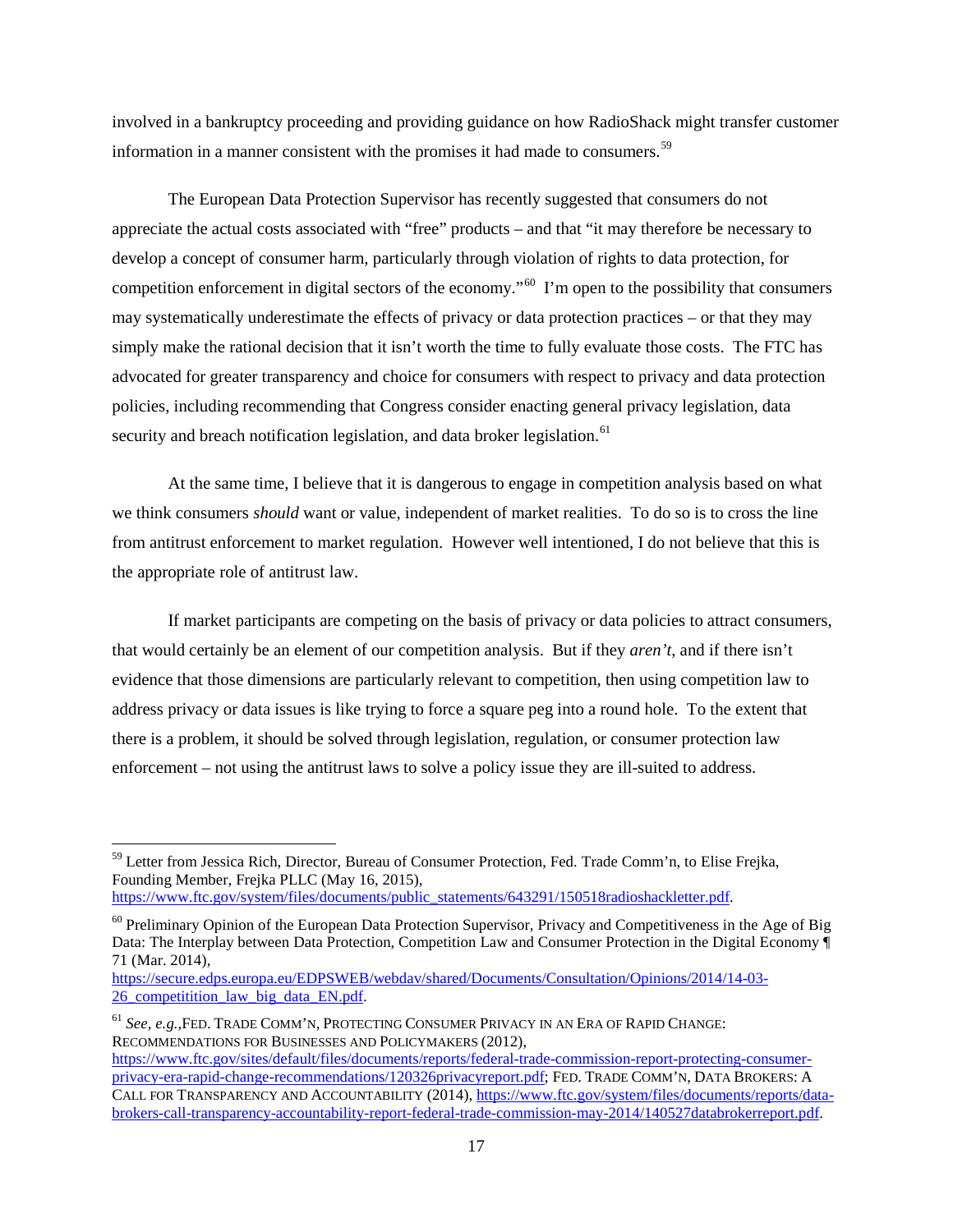involved in a bankruptcy proceeding and providing guidance on how RadioShack might transfer customer information in a manner consistent with the promises it had made to consumers.[59]

The European Data Protection Supervisor has recently suggested that consumers do not appreciate the actual costs associated with "free" products – and that "it may therefore be necessary to develop a concept of consumer harm, particularly through violation of rights to data protection, for competition enforcement in digital sectors of the economy."[60] I'm open to the possibility that consumers may systematically underestimate the effects of privacy or data protection practices – or that they may simply make the rational decision that it isn't worth the time to fully evaluate those costs. The FTC has advocated for greater transparency and choice for consumers with respect to privacy and data protection policies, including recommending that Congress consider enacting general privacy legislation, data security and breach notification legislation, and data broker legislation.[61]

At the same time, I believe that it is dangerous to engage in competition analysis based on what we think consumers *should* want or value, independent of market realities. To do so is to cross the line from antitrust enforcement to market regulation. However well intentioned, I do not believe that this is the appropriate role of antitrust law.

If market participants are competing on the basis of privacy or data policies to attract consumers, that would certainly be an element of our competition analysis. But if they *aren't*, and if there isn't evidence that those dimensions are particularly relevant to competition, then using competition law to address privacy or data issues is like trying to force a square peg into a round hole. To the extent that there is a problem, it should be solved through legislation, regulation, or consumer protection law enforcement – not using the antitrust laws to solve a policy issue they are ill-suited to address.

---

[59] Letter from Jessica Rich, Director, Bureau of Consumer Protection, Fed. Trade Comm'n, to Elise Frejka, Founding Member, Frejka PLLC (May 16, 2015), https://www.ftc.gov/system/files/documents/public_statements/643291/150518radioshackletter.pdf.

[60] Preliminary Opinion of the European Data Protection Supervisor, Privacy and Competitiveness in the Age of Big Data: The Interplay between Data Protection, Competition Law and Consumer Protection in the Digital Economy ¶ 71 (Mar. 2014), https://secure.edps.europa.eu/EDPSWEB/webdav/shared/Documents/Consultation/Opinions/2014/14-03-26_competitition_law_big_data_EN.pdf.

[61] *See, e.g.*, FED. TRADE COMM'N, PROTECTING CONSUMER PRIVACY IN AN ERA OF RAPID CHANGE: RECOMMENDATIONS FOR BUSINESSES AND POLICYMAKERS (2012), https://www.ftc.gov/sites/default/files/documents/reports/federal-trade-commission-report-protecting-consumer-privacy-era-rapid-change-recommendations/120326privacyreport.pdf; FED. TRADE COMM'N, DATA BROKERS: A CALL FOR TRANSPARENCY AND ACCOUNTABILITY (2014), https://www.ftc.gov/system/files/documents/reports/data-brokers-call-transparency-accountability-report-federal-trade-commission-may-2014/140527databrokerreport.pdf.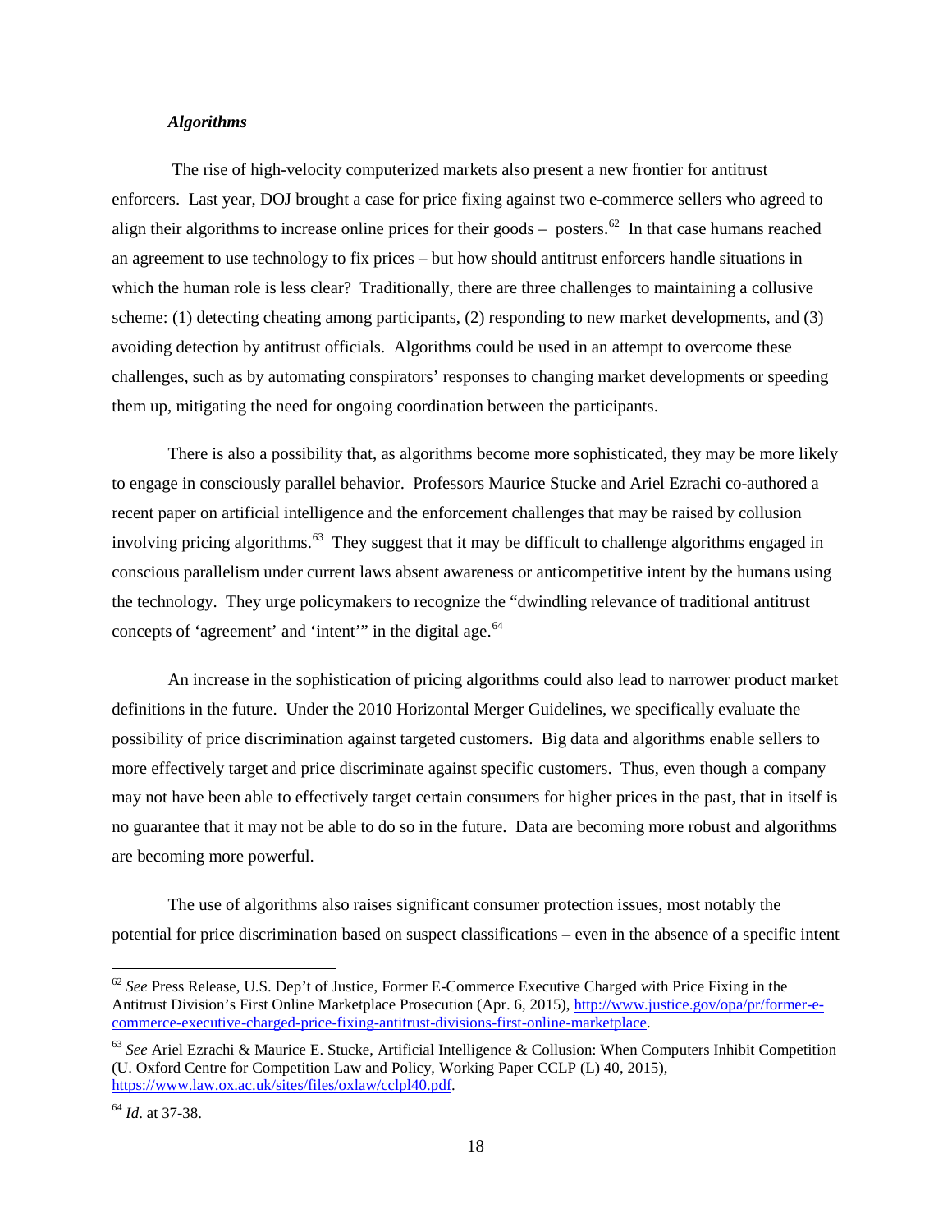***Algorithms***

The rise of high-velocity computerized markets also present a new frontier for antitrust enforcers. Last year, DOJ brought a case for price fixing against two e-commerce sellers who agreed to align their algorithms to increase online prices for their goods – posters.[62] In that case humans reached an agreement to use technology to fix prices – but how should antitrust enforcers handle situations in which the human role is less clear? Traditionally, there are three challenges to maintaining a collusive scheme: (1) detecting cheating among participants, (2) responding to new market developments, and (3) avoiding detection by antitrust officials. Algorithms could be used in an attempt to overcome these challenges, such as by automating conspirators' responses to changing market developments or speeding them up, mitigating the need for ongoing coordination between the participants.

There is also a possibility that, as algorithms become more sophisticated, they may be more likely to engage in consciously parallel behavior. Professors Maurice Stucke and Ariel Ezrachi co-authored a recent paper on artificial intelligence and the enforcement challenges that may be raised by collusion involving pricing algorithms.[63] They suggest that it may be difficult to challenge algorithms engaged in conscious parallelism under current laws absent awareness or anticompetitive intent by the humans using the technology. They urge policymakers to recognize the "dwindling relevance of traditional antitrust concepts of 'agreement' and 'intent'" in the digital age.[64]

An increase in the sophistication of pricing algorithms could also lead to narrower product market definitions in the future. Under the 2010 Horizontal Merger Guidelines, we specifically evaluate the possibility of price discrimination against targeted customers. Big data and algorithms enable sellers to more effectively target and price discriminate against specific customers. Thus, even though a company may not have been able to effectively target certain consumers for higher prices in the past, that in itself is no guarantee that it may not be able to do so in the future. Data are becoming more robust and algorithms are becoming more powerful.

The use of algorithms also raises significant consumer protection issues, most notably the potential for price discrimination based on suspect classifications – even in the absence of a specific intent

---

[62] *See* Press Release, U.S. Dep't of Justice, Former E-Commerce Executive Charged with Price Fixing in the Antitrust Division's First Online Marketplace Prosecution (Apr. 6, 2015), http://www.justice.gov/opa/pr/former-e-commerce-executive-charged-price-fixing-antitrust-divisions-first-online-marketplace.

[63] *See* Ariel Ezrachi & Maurice E. Stucke, Artificial Intelligence & Collusion: When Computers Inhibit Competition (U. Oxford Centre for Competition Law and Policy, Working Paper CCLP (L) 40, 2015), https://www.law.ox.ac.uk/sites/files/oxlaw/cclpl40.pdf.

[64] *Id*. at 37-38.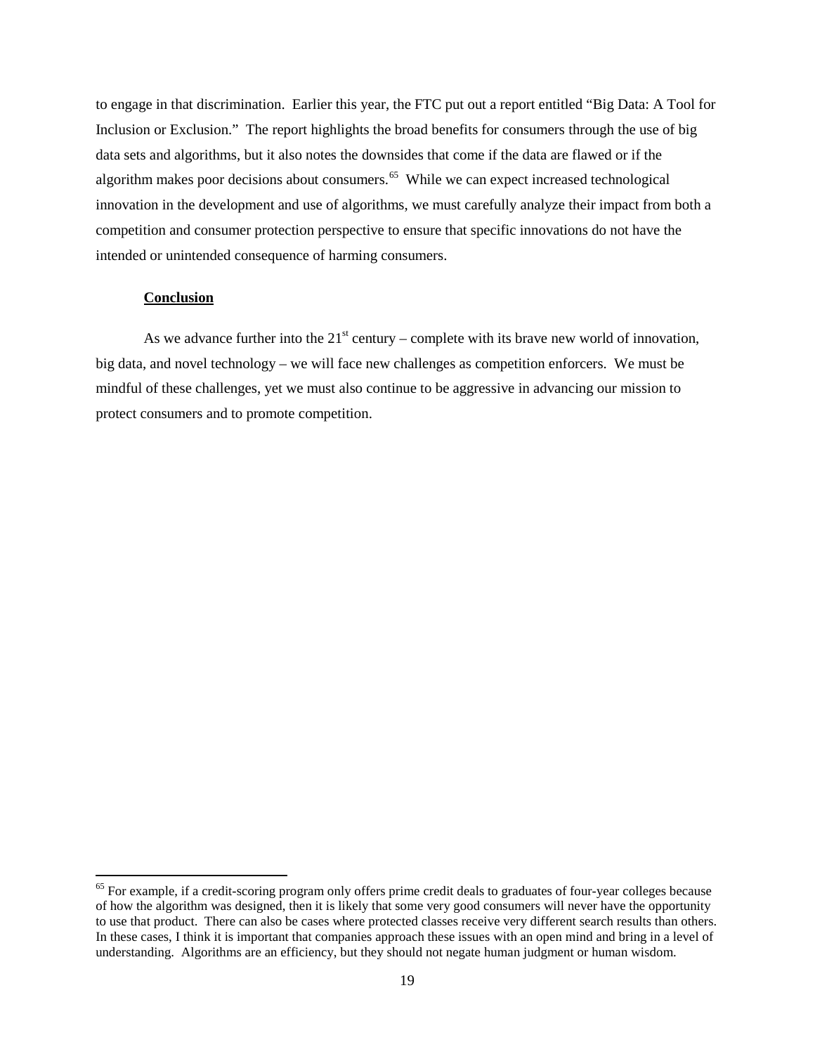to engage in that discrimination. Earlier this year, the FTC put out a report entitled "Big Data: A Tool for Inclusion or Exclusion." The report highlights the broad benefits for consumers through the use of big data sets and algorithms, but it also notes the downsides that come if the data are flawed or if the algorithm makes poor decisions about consumers.[65] While we can expect increased technological innovation in the development and use of algorithms, we must carefully analyze their impact from both a competition and consumer protection perspective to ensure that specific innovations do not have the intended or unintended consequence of harming consumers.

## Conclusion

As we advance further into the 21st century – complete with its brave new world of innovation, big data, and novel technology – we will face new challenges as competition enforcers. We must be mindful of these challenges, yet we must also continue to be aggressive in advancing our mission to protect consumers and to promote competition.

---

[65] For example, if a credit-scoring program only offers prime credit deals to graduates of four-year colleges because of how the algorithm was designed, then it is likely that some very good consumers will never have the opportunity to use that product. There can also be cases where protected classes receive very different search results than others. In these cases, I think it is important that companies approach these issues with an open mind and bring in a level of understanding. Algorithms are an efficiency, but they should not negate human judgment or human wisdom.